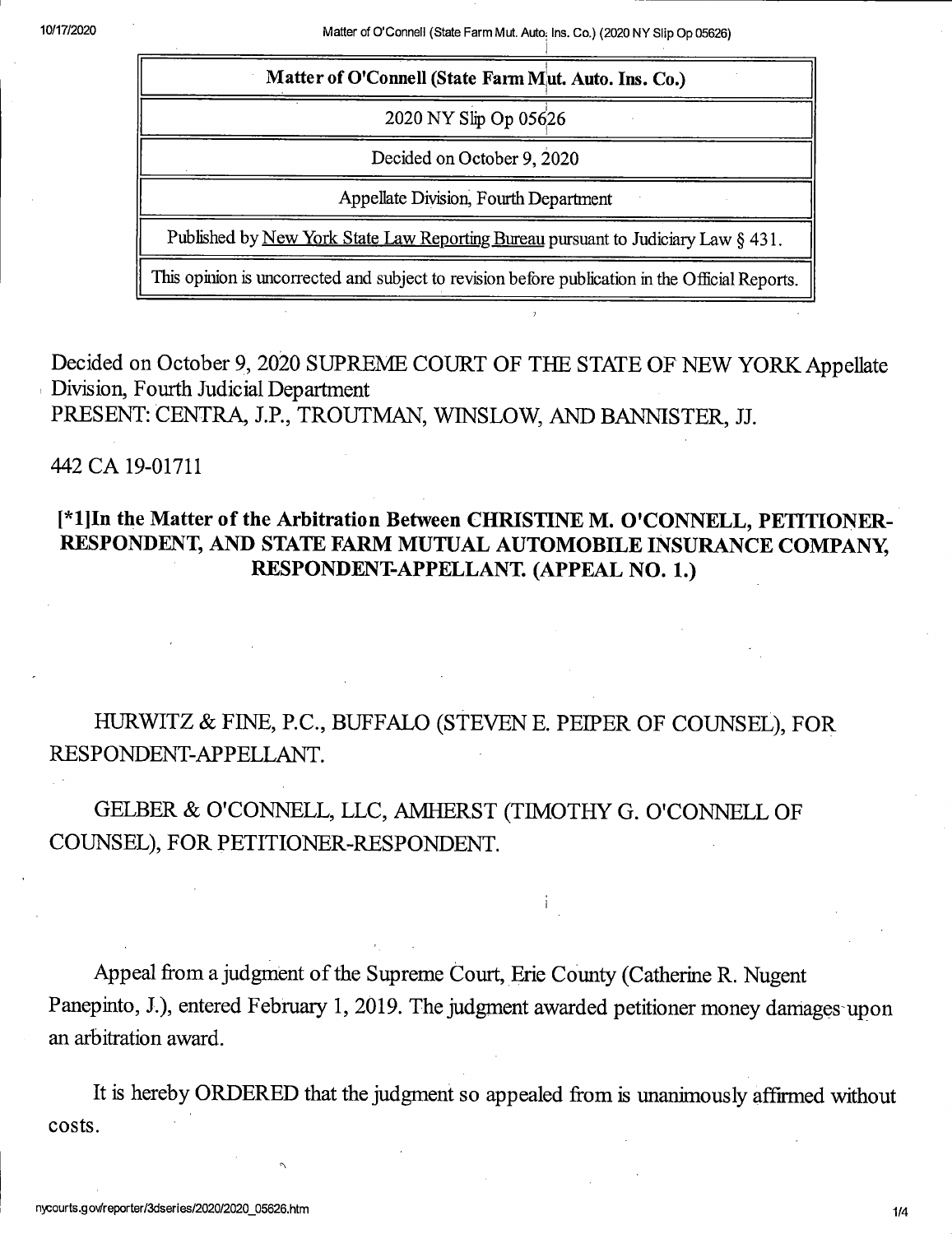| Matter of O'Connell (State Farm Mut. Auto. Ins. Co.) |
| --- |
| 2020 NY Slip Op 05626 |
| Decided on October 9, 2020 |
| Appellate Division, Fourth Department |
| Published by New York State Law Reporting Bureau pursuant to Judiciary Law § 431. |
| This opinion is uncorrected and subject to revision before publication in the Official Reports. |

Decided on October 9, 2020 SUPREME COURT OF THE STATE OF NEW YORK Appellate Division, Fourth Judicial Department
PRESENT: CENTRA, J.P., TROUTMAN, WINSLOW, AND BANNISTER, JJ.

442 CA 19-01711

**[*1]In the Matter of the Arbitration Between CHRISTINE M. O'CONNELL, PETITIONER-RESPONDENT, AND STATE FARM MUTUAL AUTOMOBILE INSURANCE COMPANY, RESPONDENT-APPELLANT. (APPEAL NO. 1.)**

HURWITZ & FINE, P.C., BUFFALO (STEVEN E. PEIPER OF COUNSEL), FOR RESPONDENT-APPELLANT.

GELBER & O'CONNELL, LLC, AMHERST (TIMOTHY G. O'CONNELL OF COUNSEL), FOR PETITIONER-RESPONDENT.

Appeal from a judgment of the Supreme Court, Erie County (Catherine R. Nugent Panepinto, J.), entered February 1, 2019. The judgment awarded petitioner money damages upon an arbitration award.

It is hereby ORDERED that the judgment so appealed from is unanimously affirmed without costs.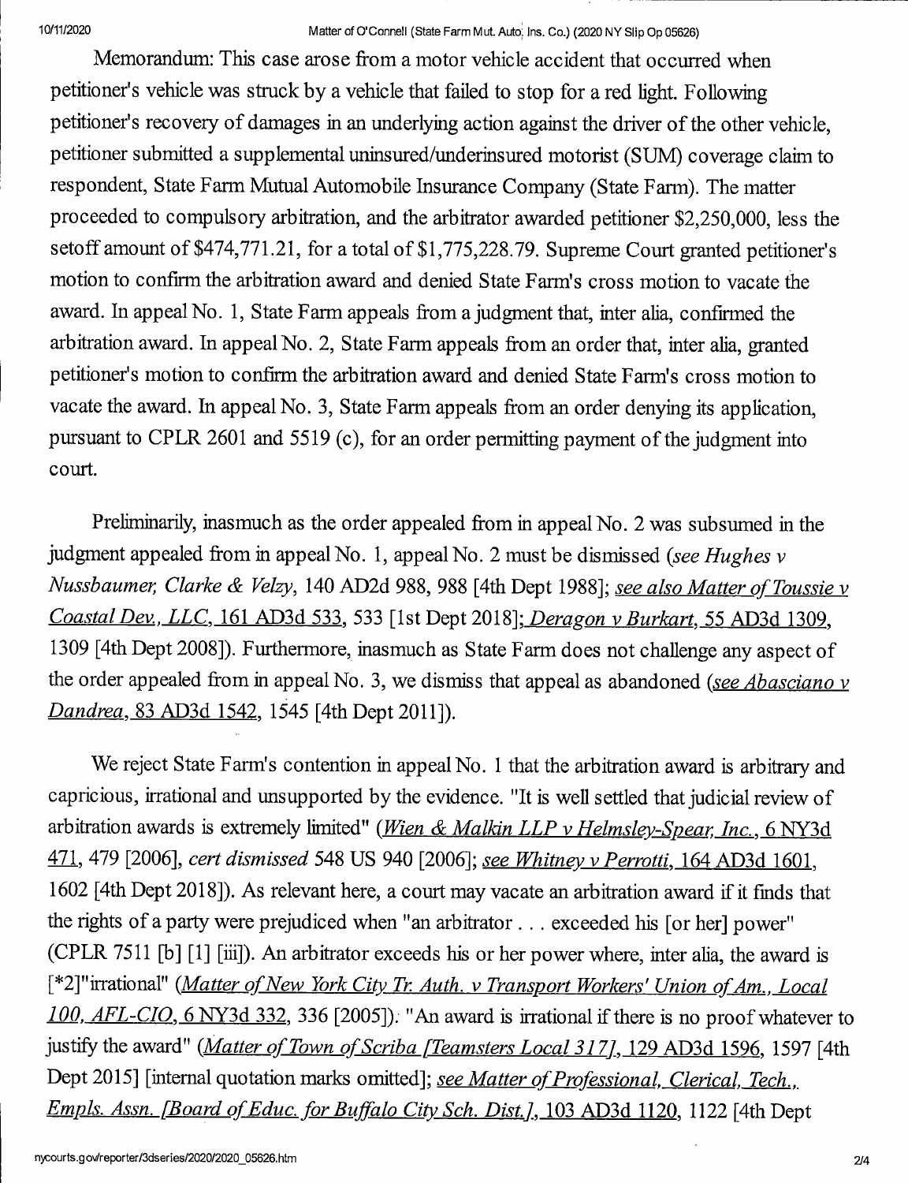Memorandum: This case arose from a motor vehicle accident that occurred when petitioner's vehicle was struck by a vehicle that failed to stop for a red light. Following petitioner's recovery of damages in an underlying action against the driver of the other vehicle, petitioner submitted a supplemental uninsured/underinsured motorist (SUM) coverage claim to respondent, State Farm Mutual Automobile Insurance Company (State Farm). The matter proceeded to compulsory arbitration, and the arbitrator awarded petitioner $2,250,000, less the setoff amount of $474,771.21, for a total of $1,775,228.79. Supreme Court granted petitioner's motion to confirm the arbitration award and denied State Farm's cross motion to vacate the award. In appeal No. 1, State Farm appeals from a judgment that, inter alia, confirmed the arbitration award. In appeal No. 2, State Farm appeals from an order that, inter alia, granted petitioner's motion to confirm the arbitration award and denied State Farm's cross motion to vacate the award. In appeal No. 3, State Farm appeals from an order denying its application, pursuant to CPLR 2601 and 5519 (c), for an order permitting payment of the judgment into court.

Preliminarily, inasmuch as the order appealed from in appeal No. 2 was subsumed in the judgment appealed from in appeal No. 1, appeal No. 2 must be dismissed (*see Hughes v Nussbaumer, Clarke & Velzy*, 140 AD2d 988, 988 [4th Dept 1988]; *see also Matter of Toussie v Coastal Dev., LLC*, 161 AD3d 533, 533 [1st Dept 2018]; *Deragon v Burkart*, 55 AD3d 1309, 1309 [4th Dept 2008]). Furthermore, inasmuch as State Farm does not challenge any aspect of the order appealed from in appeal No. 3, we dismiss that appeal as abandoned (*see Abasciano v Dandrea*, 83 AD3d 1542, 1545 [4th Dept 2011]).

We reject State Farm's contention in appeal No. 1 that the arbitration award is arbitrary and capricious, irrational and unsupported by the evidence. "It is well settled that judicial review of arbitration awards is extremely limited" (*Wien & Malkin LLP v Helmsley-Spear, Inc.*, 6 NY3d 471, 479 [2006], *cert dismissed* 548 US 940 [2006]; *see Whitney v Perrotti*, 164 AD3d 1601, 1602 [4th Dept 2018]). As relevant here, a court may vacate an arbitration award if it finds that the rights of a party were prejudiced when "an arbitrator . . . exceeded his [or her] power" (CPLR 7511 [b] [1] [iii]). An arbitrator exceeds his or her power where, inter alia, the award is [*2]"irrational" (*Matter of New York City Tr. Auth. v Transport Workers' Union of Am., Local 100, AFL-CIO*, 6 NY3d 332, 336 [2005]). "An award is irrational if there is no proof whatever to justify the award" (*Matter of Town of Scriba [Teamsters Local 317]*, 129 AD3d 1596, 1597 [4th Dept 2015] [internal quotation marks omitted]; *see Matter of Professional, Clerical, Tech., Empls. Assn. [Board of Educ. for Buffalo City Sch. Dist.]*, 103 AD3d 1120, 1122 [4th Dept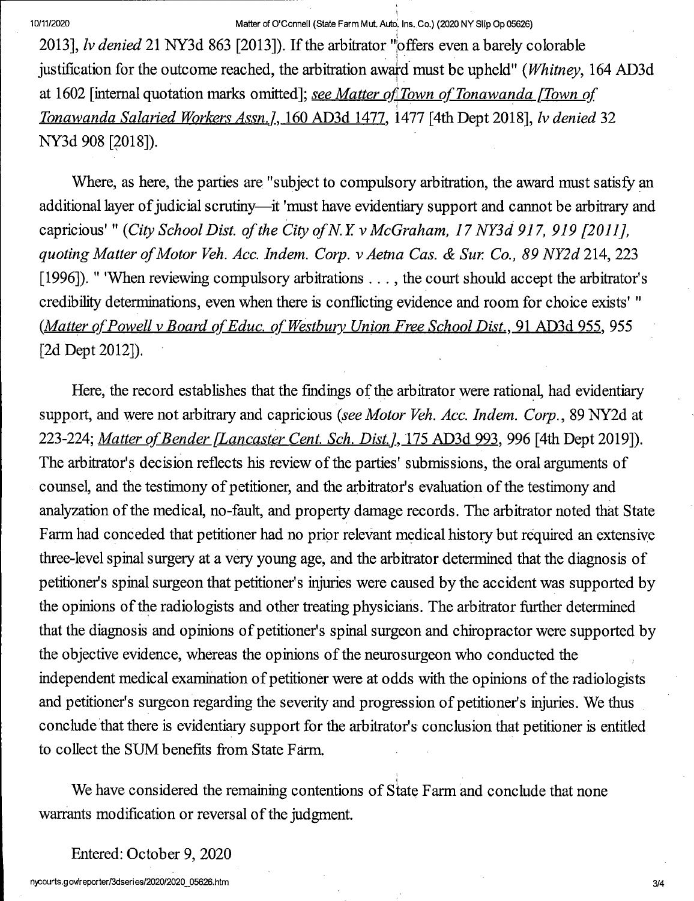2013], *lv denied* 21 NY3d 863 [2013]). If the arbitrator "offers even a barely colorable justification for the outcome reached, the arbitration award must be upheld" (*Whitney*, 164 AD3d at 1602 [internal quotation marks omitted]; *see Matter of Town of Tonawanda [Town of Tonawanda Salaried Workers Assn.]*, 160 AD3d 1477, 1477 [4th Dept 2018], *lv denied* 32 NY3d 908 [2018]).

Where, as here, the parties are "subject to compulsory arbitration, the award must satisfy an additional layer of judicial scrutiny—it 'must have evidentiary support and cannot be arbitrary and capricious' " (*City School Dist. of the City of N.Y. v McGraham, 17 NY3d 917, 919 [2011], quoting Matter of Motor Veh. Acc. Indem. Corp. v Aetna Cas. & Sur. Co., 89 NY2d* 214, 223 [1996]). " 'When reviewing compulsory arbitrations . . . , the court should accept the arbitrator's credibility determinations, even when there is conflicting evidence and room for choice exists' " (*Matter of Powell v Board of Educ. of Westbury Union Free School Dist.*, 91 AD3d 955, 955 [2d Dept 2012]).

Here, the record establishes that the findings of the arbitrator were rational, had evidentiary support, and were not arbitrary and capricious (*see Motor Veh. Acc. Indem. Corp.*, 89 NY2d at 223-224; *Matter of Bender [Lancaster Cent. Sch. Dist.]*, 175 AD3d 993, 996 [4th Dept 2019]). The arbitrator's decision reflects his review of the parties' submissions, the oral arguments of counsel, and the testimony of petitioner, and the arbitrator's evaluation of the testimony and analyzation of the medical, no-fault, and property damage records. The arbitrator noted that State Farm had conceded that petitioner had no prior relevant medical history but required an extensive three-level spinal surgery at a very young age, and the arbitrator determined that the diagnosis of petitioner's spinal surgeon that petitioner's injuries were caused by the accident was supported by the opinions of the radiologists and other treating physicians. The arbitrator further determined that the diagnosis and opinions of petitioner's spinal surgeon and chiropractor were supported by the objective evidence, whereas the opinions of the neurosurgeon who conducted the independent medical examination of petitioner were at odds with the opinions of the radiologists and petitioner's surgeon regarding the severity and progression of petitioner's injuries. We thus conclude that there is evidentiary support for the arbitrator's conclusion that petitioner is entitled to collect the SUM benefits from State Farm.

We have considered the remaining contentions of State Farm and conclude that none warrants modification or reversal of the judgment.

Entered: October 9, 2020